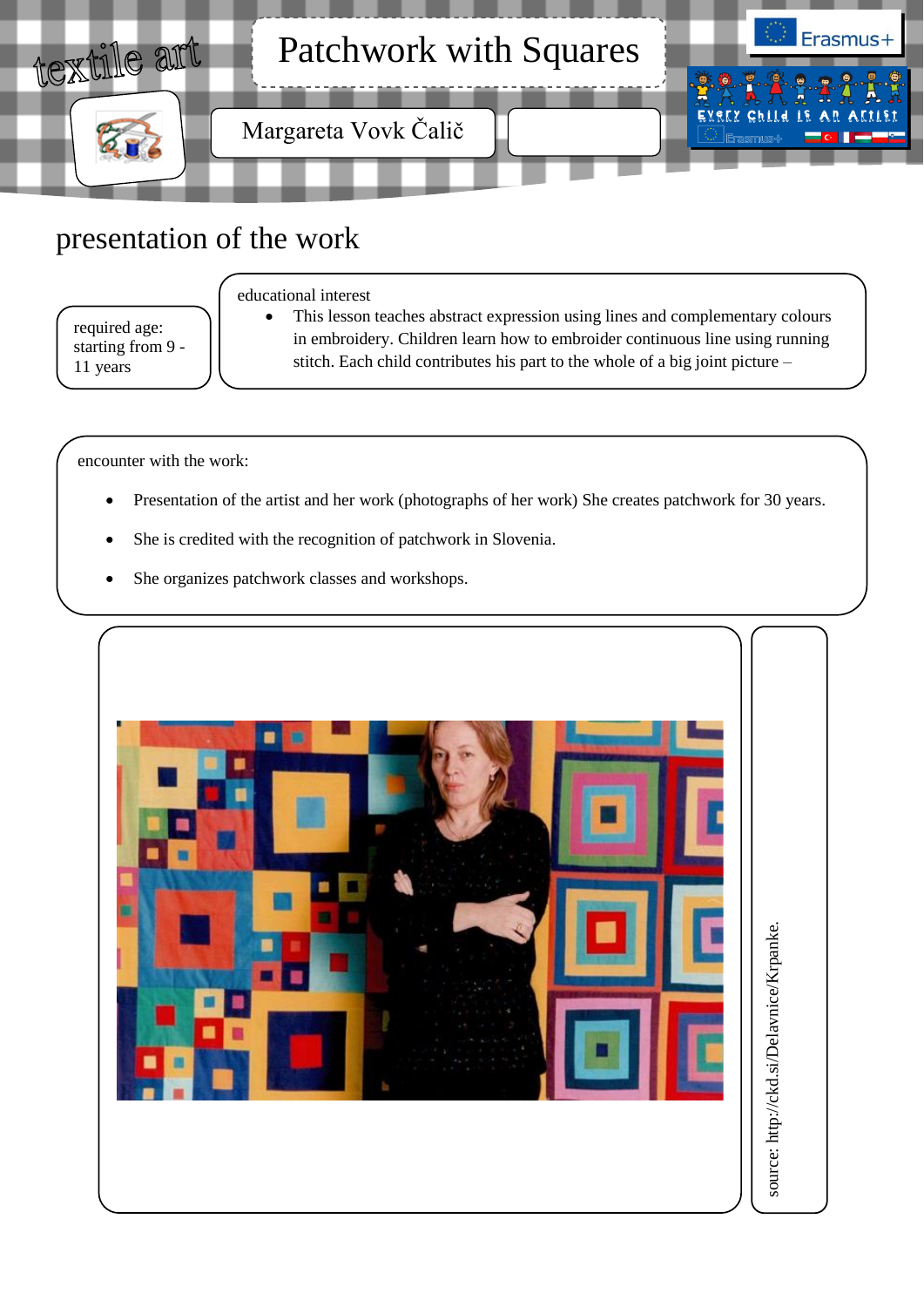textile art

# Patchwork with Squares

Margareta Vovk Čalič

## presentation of the work

required age: starting from 9 - 11 years

educational interest

- This lesson teaches abstract expression using lines and complementary colours in embroidery. Children learn how to embroider continuous line using running stitch. Each child contributes his part to the whole of a big joint picture –

encounter with the work:

- Presentation of the artist and her work (photographs of her work) She creates patchwork for 30 years.
- She is credited with the recognition of patchwork in Slovenia.
- She organizes patchwork classes and workshops.

source: http://ckd.si/Delavnice/Krpanke.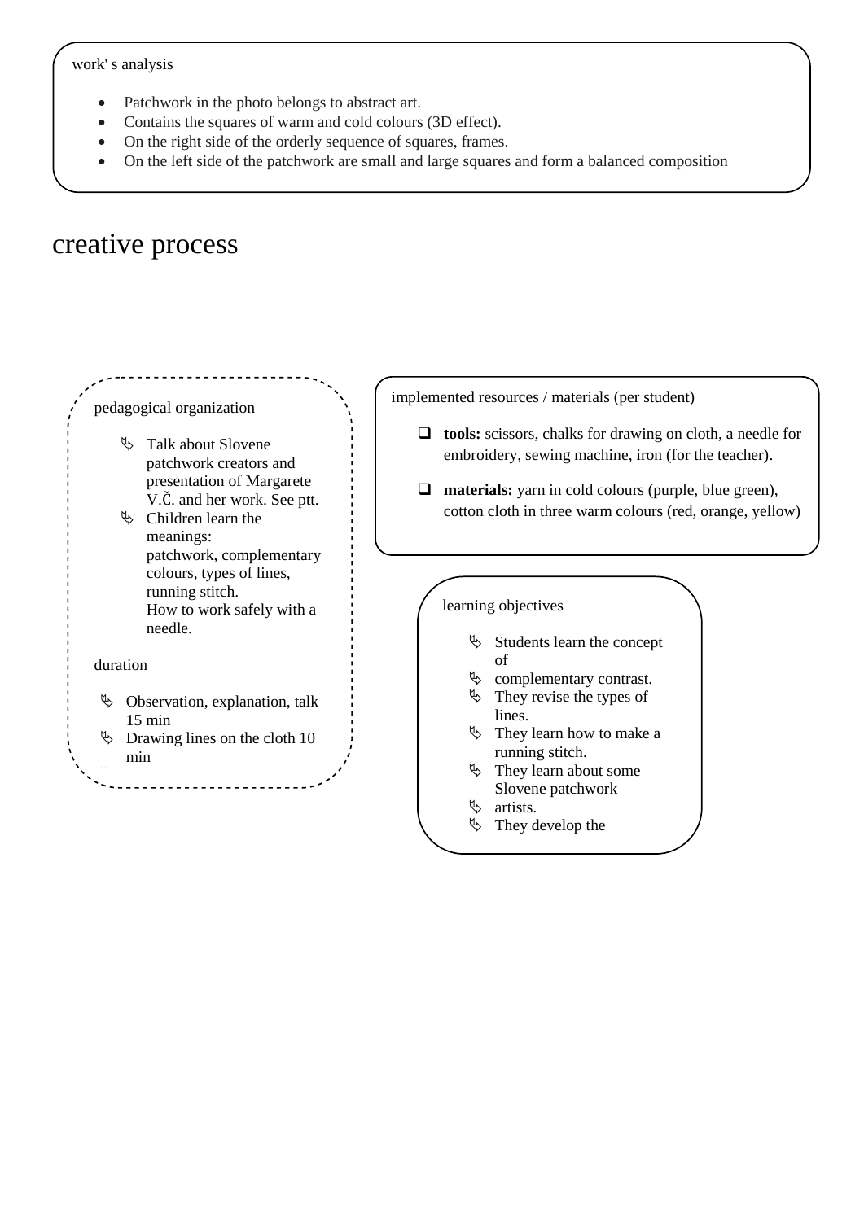work' s analysis

- Patchwork in the photo belongs to abstract art.
- Contains the squares of warm and cold colours (3D effect).
- On the right side of the orderly sequence of squares, frames.
- On the left side of the patchwork are small and large squares and form a balanced composition

# creative process

pedagogical organization

- Talk about Slovene patchwork creators and presentation of Margarete V.Č. and her work. See ptt.
- Children learn the meanings: patchwork, complementary colours, types of lines, running stitch. How to work safely with a needle.

duration

- Observation, explanation, talk 15 min
- Drawing lines on the cloth 10 min

implemented resources / materials (per student)

- **tools:** scissors, chalks for drawing on cloth, a needle for embroidery, sewing machine, iron (for the teacher).
- **materials:** yarn in cold colours (purple, blue green), cotton cloth in three warm colours (red, orange, yellow)

learning objectives

- Students learn the concept of
- complementary contrast.
- They revise the types of lines.
- They learn how to make a running stitch.
- They learn about some Slovene patchwork
- artists.
- They develop the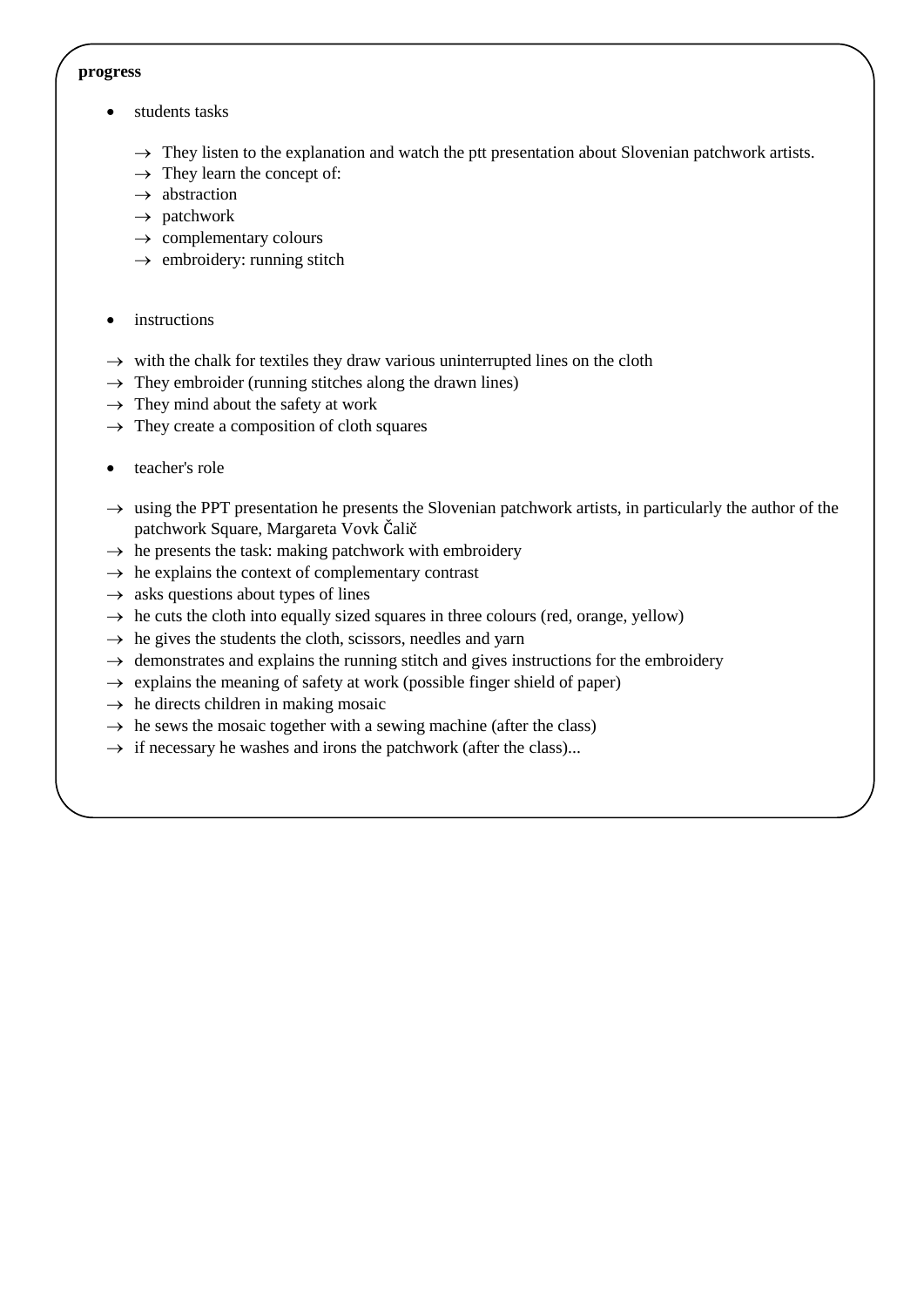**progress**

- students tasks

  → They listen to the explanation and watch the ptt presentation about Slovenian patchwork artists.
  → They learn the concept of:
  → abstraction
  → patchwork
  → complementary colours
  → embroidery: running stitch

- instructions

→ with the chalk for textiles they draw various uninterrupted lines on the cloth
→ They embroider (running stitches along the drawn lines)
→ They mind about the safety at work
→ They create a composition of cloth squares

- teacher's role

→ using the PPT presentation he presents the Slovenian patchwork artists, in particularly the author of the patchwork Square, Margareta Vovk Čalič
→ he presents the task: making patchwork with embroidery
→ he explains the context of complementary contrast
→ asks questions about types of lines
→ he cuts the cloth into equally sized squares in three colours (red, orange, yellow)
→ he gives the students the cloth, scissors, needles and yarn
→ demonstrates and explains the running stitch and gives instructions for the embroidery
→ explains the meaning of safety at work (possible finger shield of paper)
→ he directs children in making mosaic
→ he sews the mosaic together with a sewing machine (after the class)
→ if necessary he washes and irons the patchwork (after the class)...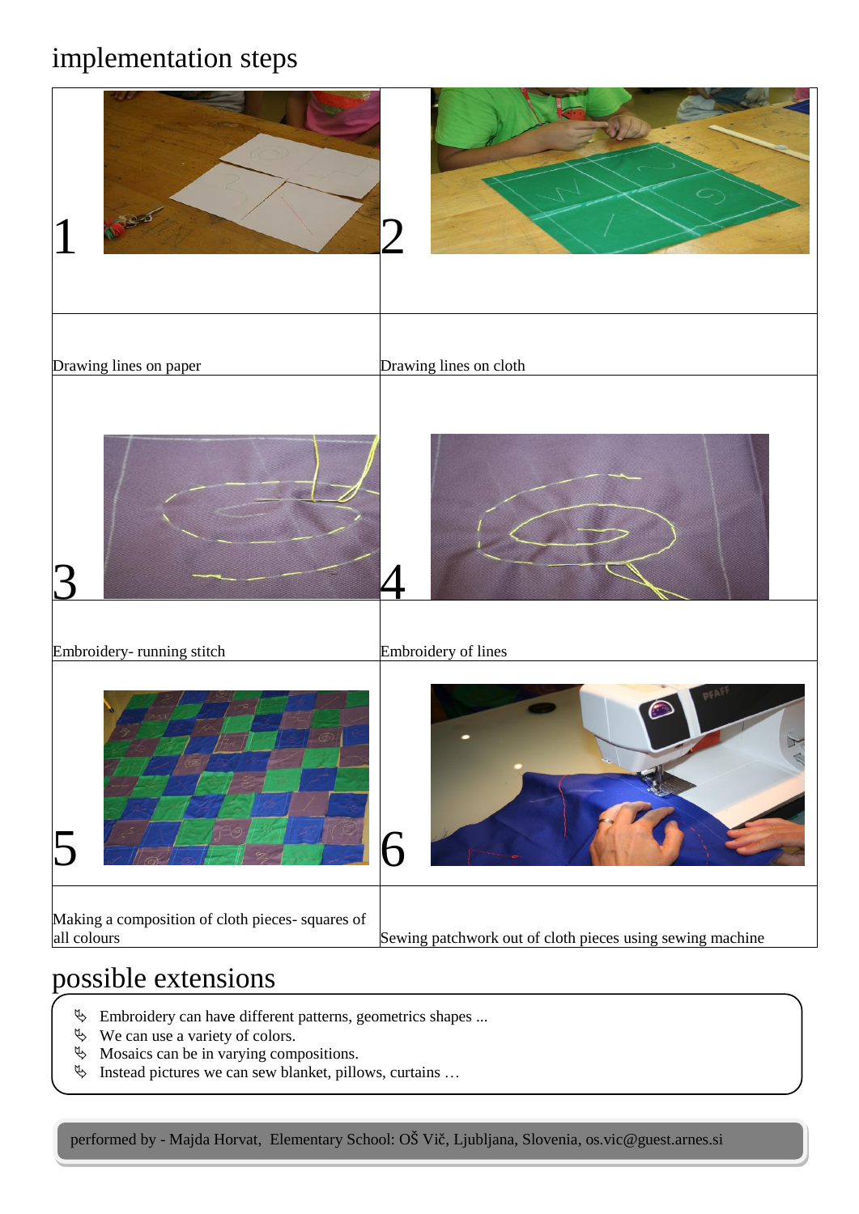## implementation steps

| | |
|---|---|
| 1 | 2 |
| Drawing lines on paper | Drawing lines on cloth |
| 3 | 4 |
| Embroidery- running stitch | Embroidery of lines |
| 5 | 6 |
| Making a composition of cloth pieces- squares of all colours | Sewing patchwork out of cloth pieces using sewing machine |

## possible extensions

- Embroidery can have different patterns, geometrics shapes ...
- We can use a variety of colors.
- Mosaics can be in varying compositions.
- Instead pictures we can sew blanket, pillows, curtains …

performed by - Majda Horvat, Elementary School: OŠ Vič, Ljubljana, Slovenia, os.vic@guest.arnes.si